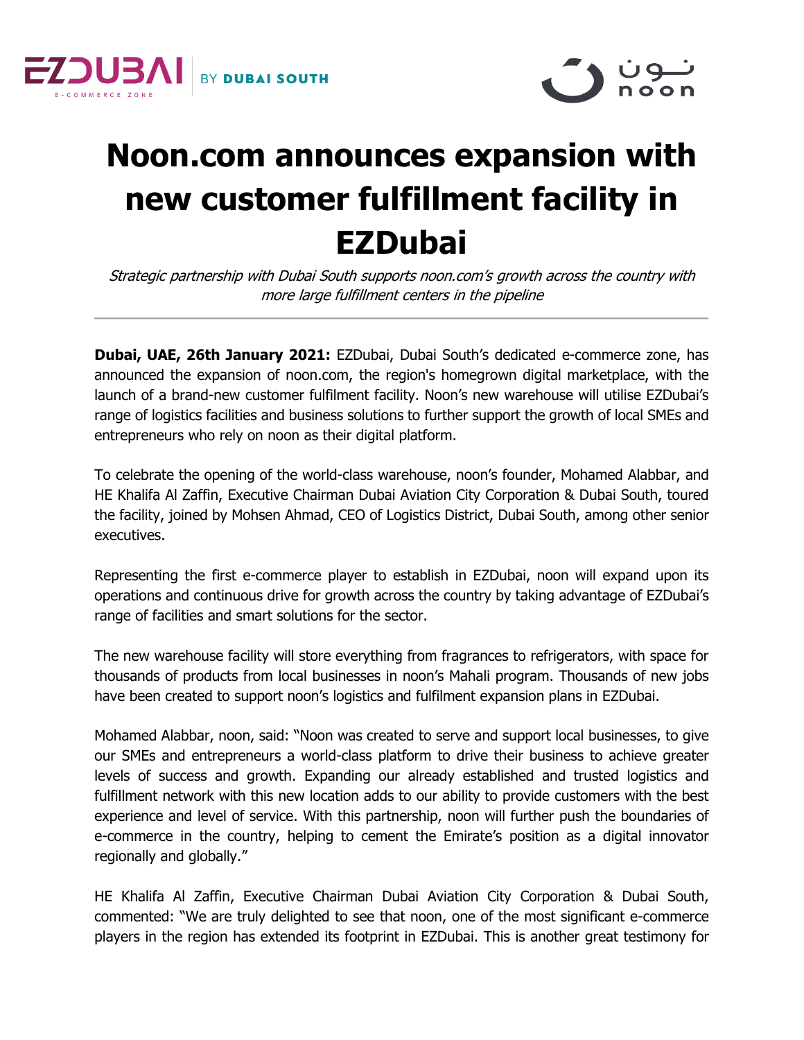# Noon.com announces expansion with new customer fulfillment facility in EZDubai

*Strategic partnership with Dubai South supports noon.com's growth across the country with more large fulfillment centers in the pipeline*

---

**Dubai, UAE, 26th January 2021:** EZDubai, Dubai South's dedicated e-commerce zone, has announced the expansion of noon.com, the region's homegrown digital marketplace, with the launch of a brand-new customer fulfilment facility. Noon's new warehouse will utilise EZDubai's range of logistics facilities and business solutions to further support the growth of local SMEs and entrepreneurs who rely on noon as their digital platform.

To celebrate the opening of the world-class warehouse, noon's founder, Mohamed Alabbar, and HE Khalifa Al Zaffin, Executive Chairman Dubai Aviation City Corporation & Dubai South, toured the facility, joined by Mohsen Ahmad, CEO of Logistics District, Dubai South, among other senior executives.

Representing the first e-commerce player to establish in EZDubai, noon will expand upon its operations and continuous drive for growth across the country by taking advantage of EZDubai's range of facilities and smart solutions for the sector.

The new warehouse facility will store everything from fragrances to refrigerators, with space for thousands of products from local businesses in noon's Mahali program. Thousands of new jobs have been created to support noon's logistics and fulfilment expansion plans in EZDubai.

Mohamed Alabbar, noon, said: "Noon was created to serve and support local businesses, to give our SMEs and entrepreneurs a world-class platform to drive their business to achieve greater levels of success and growth. Expanding our already established and trusted logistics and fulfillment network with this new location adds to our ability to provide customers with the best experience and level of service. With this partnership, noon will further push the boundaries of e-commerce in the country, helping to cement the Emirate's position as a digital innovator regionally and globally."

HE Khalifa Al Zaffin, Executive Chairman Dubai Aviation City Corporation & Dubai South, commented: "We are truly delighted to see that noon, one of the most significant e-commerce players in the region has extended its footprint in EZDubai. This is another great testimony for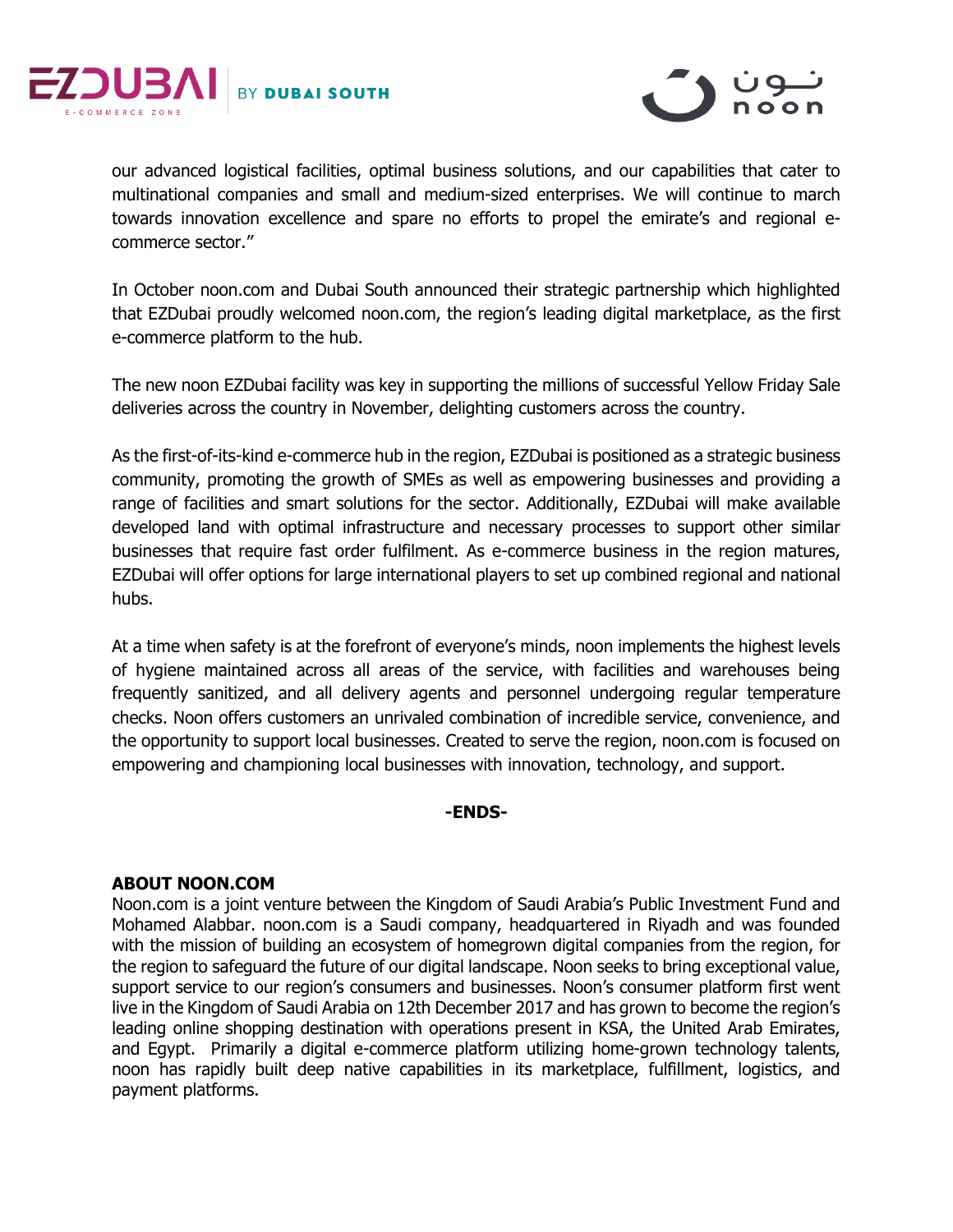our advanced logistical facilities, optimal business solutions, and our capabilities that cater to multinational companies and small and medium-sized enterprises. We will continue to march towards innovation excellence and spare no efforts to propel the emirate's and regional e-commerce sector."

In October noon.com and Dubai South announced their strategic partnership which highlighted that EZDubai proudly welcomed noon.com, the region's leading digital marketplace, as the first e-commerce platform to the hub.

The new noon EZDubai facility was key in supporting the millions of successful Yellow Friday Sale deliveries across the country in November, delighting customers across the country.

As the first-of-its-kind e-commerce hub in the region, EZDubai is positioned as a strategic business community, promoting the growth of SMEs as well as empowering businesses and providing a range of facilities and smart solutions for the sector. Additionally, EZDubai will make available developed land with optimal infrastructure and necessary processes to support other similar businesses that require fast order fulfilment. As e-commerce business in the region matures, EZDubai will offer options for large international players to set up combined regional and national hubs.

At a time when safety is at the forefront of everyone's minds, noon implements the highest levels of hygiene maintained across all areas of the service, with facilities and warehouses being frequently sanitized, and all delivery agents and personnel undergoing regular temperature checks. Noon offers customers an unrivaled combination of incredible service, convenience, and the opportunity to support local businesses. Created to serve the region, noon.com is focused on empowering and championing local businesses with innovation, technology, and support.

**-ENDS-**

**ABOUT NOON.COM**

Noon.com is a joint venture between the Kingdom of Saudi Arabia's Public Investment Fund and Mohamed Alabbar. noon.com is a Saudi company, headquartered in Riyadh and was founded with the mission of building an ecosystem of homegrown digital companies from the region, for the region to safeguard the future of our digital landscape. Noon seeks to bring exceptional value, support service to our region's consumers and businesses. Noon's consumer platform first went live in the Kingdom of Saudi Arabia on 12th December 2017 and has grown to become the region's leading online shopping destination with operations present in KSA, the United Arab Emirates, and Egypt. Primarily a digital e-commerce platform utilizing home-grown technology talents, noon has rapidly built deep native capabilities in its marketplace, fulfillment, logistics, and payment platforms.